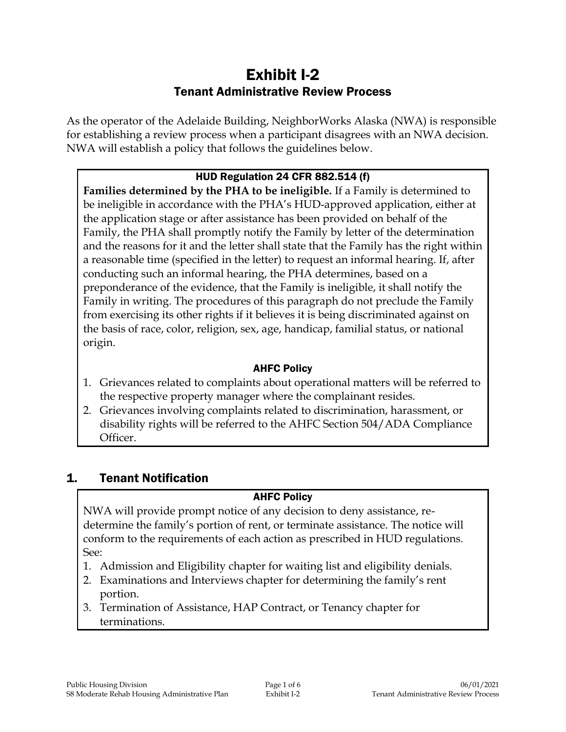# Exhibit I-2

## Tenant Administrative Review Process

As the operator of the Adelaide Building, NeighborWorks Alaska (NWA) is responsible for establishing a review process when a participant disagrees with an NWA decision. NWA will establish a policy that follows the guidelines below.

### HUD Regulation 24 CFR 882.514 (f)

**Families determined by the PHA to be ineligible.** If a Family is determined to be ineligible in accordance with the PHA's HUD-approved application, either at the application stage or after assistance has been provided on behalf of the Family, the PHA shall promptly notify the Family by letter of the determination and the reasons for it and the letter shall state that the Family has the right within a reasonable time (specified in the letter) to request an informal hearing. If, after conducting such an informal hearing, the PHA determines, based on a preponderance of the evidence, that the Family is ineligible, it shall notify the Family in writing. The procedures of this paragraph do not preclude the Family from exercising its other rights if it believes it is being discriminated against on the basis of race, color, religion, sex, age, handicap, familial status, or national origin.

### AHFC Policy

1. Grievances related to complaints about operational matters will be referred to the respective property manager where the complainant resides.
2. Grievances involving complaints related to discrimination, harassment, or disability rights will be referred to the AHFC Section 504/ADA Compliance Officer.

## 1. Tenant Notification

### AHFC Policy

NWA will provide prompt notice of any decision to deny assistance, re-determine the family's portion of rent, or terminate assistance. The notice will conform to the requirements of each action as prescribed in HUD regulations. See:

1. Admission and Eligibility chapter for waiting list and eligibility denials.
2. Examinations and Interviews chapter for determining the family's rent portion.
3. Termination of Assistance, HAP Contract, or Tenancy chapter for terminations.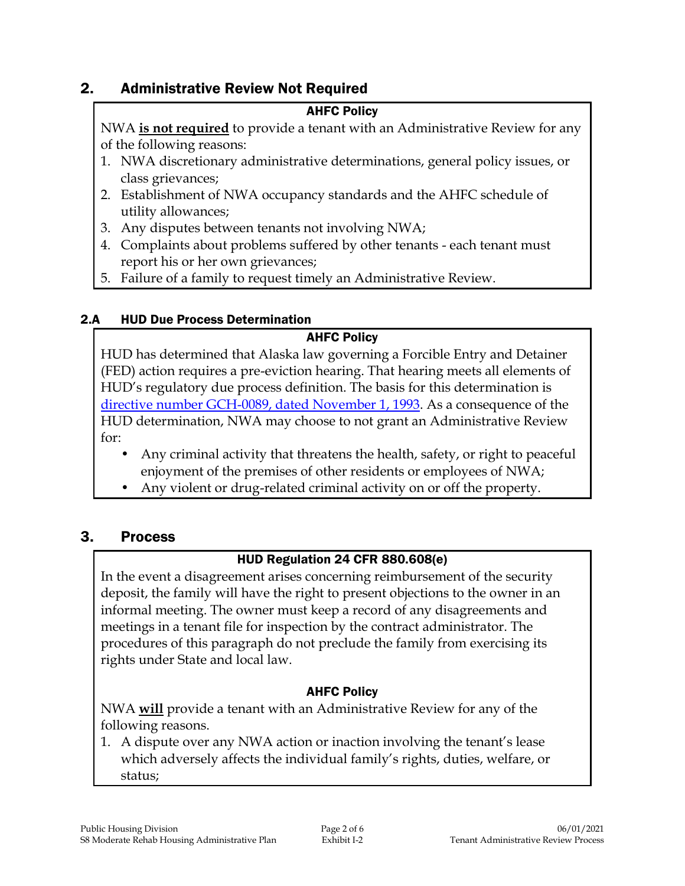## 2. Administrative Review Not Required

**AHFC Policy**

NWA **is not required** to provide a tenant with an Administrative Review for any of the following reasons:

1. NWA discretionary administrative determinations, general policy issues, or class grievances;
2. Establishment of NWA occupancy standards and the AHFC schedule of utility allowances;
3. Any disputes between tenants not involving NWA;
4. Complaints about problems suffered by other tenants - each tenant must report his or her own grievances;
5. Failure of a family to request timely an Administrative Review.

### 2.A HUD Due Process Determination

**AHFC Policy**

HUD has determined that Alaska law governing a Forcible Entry and Detainer (FED) action requires a pre-eviction hearing. That hearing meets all elements of HUD's regulatory due process definition. The basis for this determination is directive number GCH-0089, dated November 1, 1993. As a consequence of the HUD determination, NWA may choose to not grant an Administrative Review for:

- Any criminal activity that threatens the health, safety, or right to peaceful enjoyment of the premises of other residents or employees of NWA;
- Any violent or drug-related criminal activity on or off the property.

## 3. Process

**HUD Regulation 24 CFR 880.608(e)**

In the event a disagreement arises concerning reimbursement of the security deposit, the family will have the right to present objections to the owner in an informal meeting. The owner must keep a record of any disagreements and meetings in a tenant file for inspection by the contract administrator. The procedures of this paragraph do not preclude the family from exercising its rights under State and local law.

**AHFC Policy**

NWA **will** provide a tenant with an Administrative Review for any of the following reasons.

1. A dispute over any NWA action or inaction involving the tenant's lease which adversely affects the individual family's rights, duties, welfare, or status;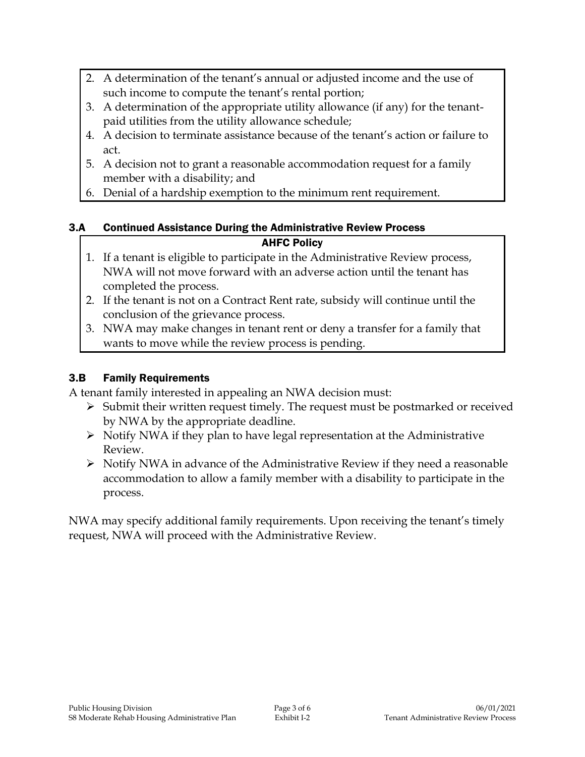2. A determination of the tenant's annual or adjusted income and the use of such income to compute the tenant's rental portion;
3. A determination of the appropriate utility allowance (if any) for the tenant-paid utilities from the utility allowance schedule;
4. A decision to terminate assistance because of the tenant's action or failure to act.
5. A decision not to grant a reasonable accommodation request for a family member with a disability; and
6. Denial of a hardship exemption to the minimum rent requirement.

### 3.A Continued Assistance During the Administrative Review Process

**AHFC Policy**

1. If a tenant is eligible to participate in the Administrative Review process, NWA will not move forward with an adverse action until the tenant has completed the process.
2. If the tenant is not on a Contract Rent rate, subsidy will continue until the conclusion of the grievance process.
3. NWA may make changes in tenant rent or deny a transfer for a family that wants to move while the review process is pending.

### 3.B Family Requirements

A tenant family interested in appealing an NWA decision must:

- Submit their written request timely. The request must be postmarked or received by NWA by the appropriate deadline.
- Notify NWA if they plan to have legal representation at the Administrative Review.
- Notify NWA in advance of the Administrative Review if they need a reasonable accommodation to allow a family member with a disability to participate in the process.

NWA may specify additional family requirements. Upon receiving the tenant's timely request, NWA will proceed with the Administrative Review.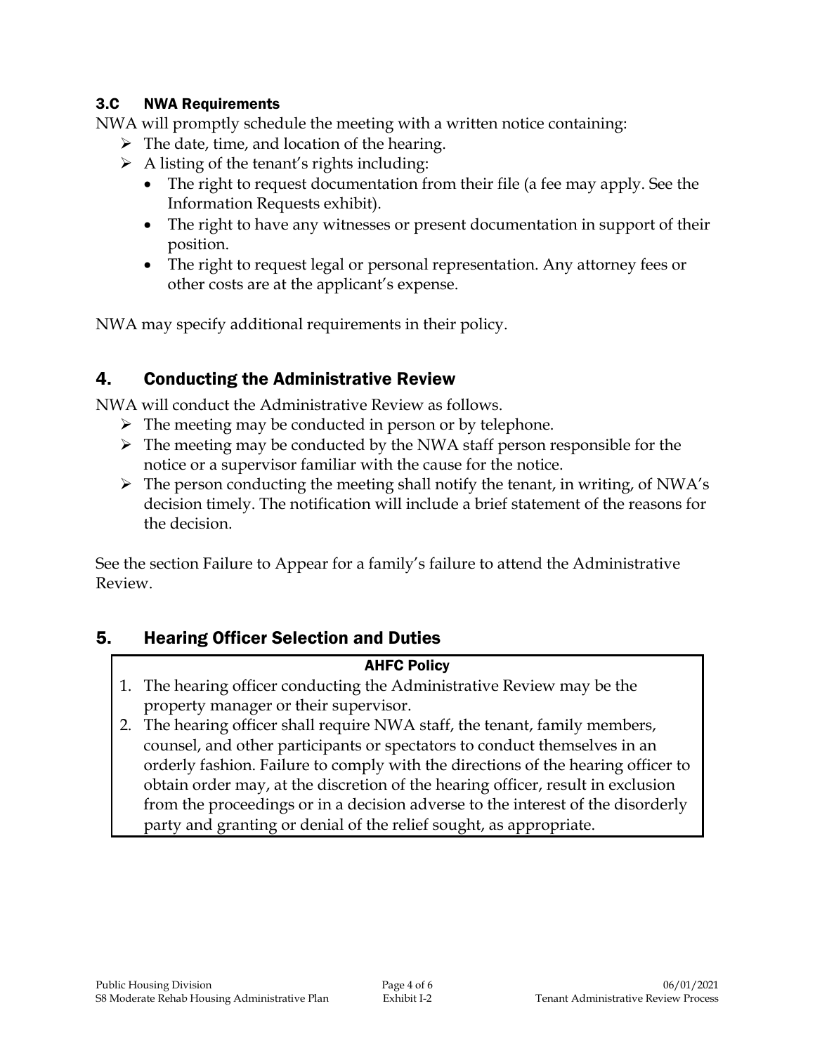### 3.C NWA Requirements

NWA will promptly schedule the meeting with a written notice containing:

- The date, time, and location of the hearing.
- A listing of the tenant's rights including:
  - The right to request documentation from their file (a fee may apply. See the Information Requests exhibit).
  - The right to have any witnesses or present documentation in support of their position.
  - The right to request legal or personal representation. Any attorney fees or other costs are at the applicant's expense.

NWA may specify additional requirements in their policy.

## 4. Conducting the Administrative Review

NWA will conduct the Administrative Review as follows.

- The meeting may be conducted in person or by telephone.
- The meeting may be conducted by the NWA staff person responsible for the notice or a supervisor familiar with the cause for the notice.
- The person conducting the meeting shall notify the tenant, in writing, of NWA's decision timely. The notification will include a brief statement of the reasons for the decision.

See the section Failure to Appear for a family's failure to attend the Administrative Review.

## 5. Hearing Officer Selection and Duties

**AHFC Policy**

1. The hearing officer conducting the Administrative Review may be the property manager or their supervisor.
2. The hearing officer shall require NWA staff, the tenant, family members, counsel, and other participants or spectators to conduct themselves in an orderly fashion. Failure to comply with the directions of the hearing officer to obtain order may, at the discretion of the hearing officer, result in exclusion from the proceedings or in a decision adverse to the interest of the disorderly party and granting or denial of the relief sought, as appropriate.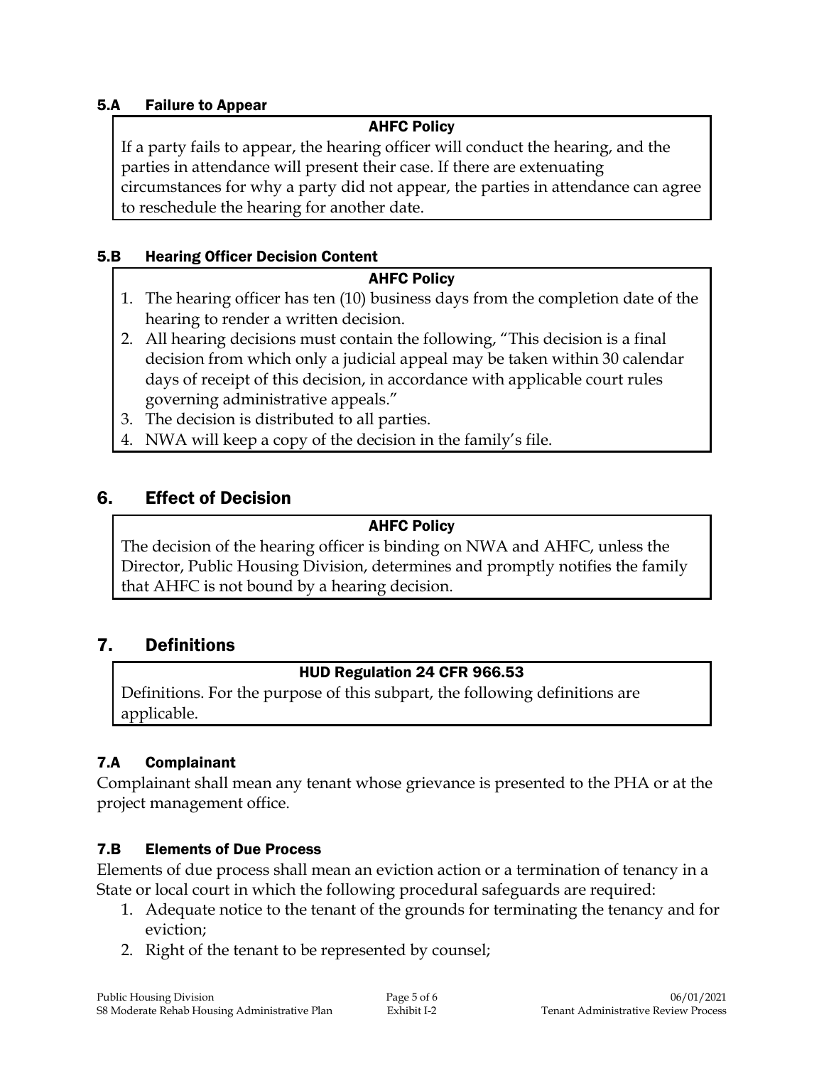### 5.A Failure to Appear

**AHFC Policy**

If a party fails to appear, the hearing officer will conduct the hearing, and the parties in attendance will present their case. If there are extenuating circumstances for why a party did not appear, the parties in attendance can agree to reschedule the hearing for another date.

### 5.B Hearing Officer Decision Content

**AHFC Policy**

1. The hearing officer has ten (10) business days from the completion date of the hearing to render a written decision.
2. All hearing decisions must contain the following, "This decision is a final decision from which only a judicial appeal may be taken within 30 calendar days of receipt of this decision, in accordance with applicable court rules governing administrative appeals."
3. The decision is distributed to all parties.
4. NWA will keep a copy of the decision in the family's file.

## 6. Effect of Decision

**AHFC Policy**

The decision of the hearing officer is binding on NWA and AHFC, unless the Director, Public Housing Division, determines and promptly notifies the family that AHFC is not bound by a hearing decision.

## 7. Definitions

**HUD Regulation 24 CFR 966.53**

Definitions. For the purpose of this subpart, the following definitions are applicable.

### 7.A Complainant

Complainant shall mean any tenant whose grievance is presented to the PHA or at the project management office.

### 7.B Elements of Due Process

Elements of due process shall mean an eviction action or a termination of tenancy in a State or local court in which the following procedural safeguards are required:

1. Adequate notice to the tenant of the grounds for terminating the tenancy and for eviction;
2. Right of the tenant to be represented by counsel;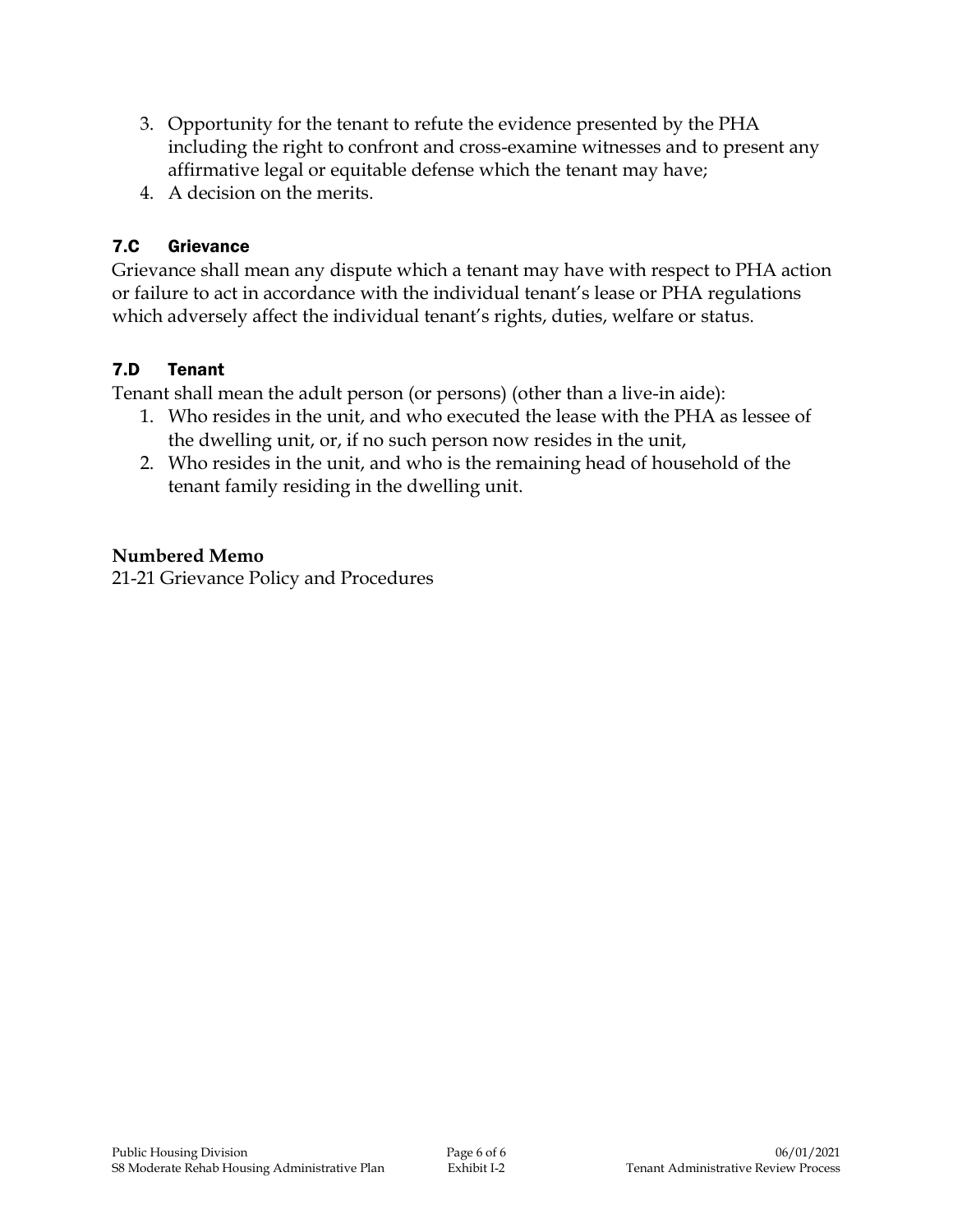3. Opportunity for the tenant to refute the evidence presented by the PHA including the right to confront and cross-examine witnesses and to present any affirmative legal or equitable defense which the tenant may have;
4. A decision on the merits.

### 7.C Grievance

Grievance shall mean any dispute which a tenant may have with respect to PHA action or failure to act in accordance with the individual tenant's lease or PHA regulations which adversely affect the individual tenant's rights, duties, welfare or status.

### 7.D Tenant

Tenant shall mean the adult person (or persons) (other than a live-in aide):

1. Who resides in the unit, and who executed the lease with the PHA as lessee of the dwelling unit, or, if no such person now resides in the unit,
2. Who resides in the unit, and who is the remaining head of household of the tenant family residing in the dwelling unit.

**Numbered Memo**

21-21 Grievance Policy and Procedures